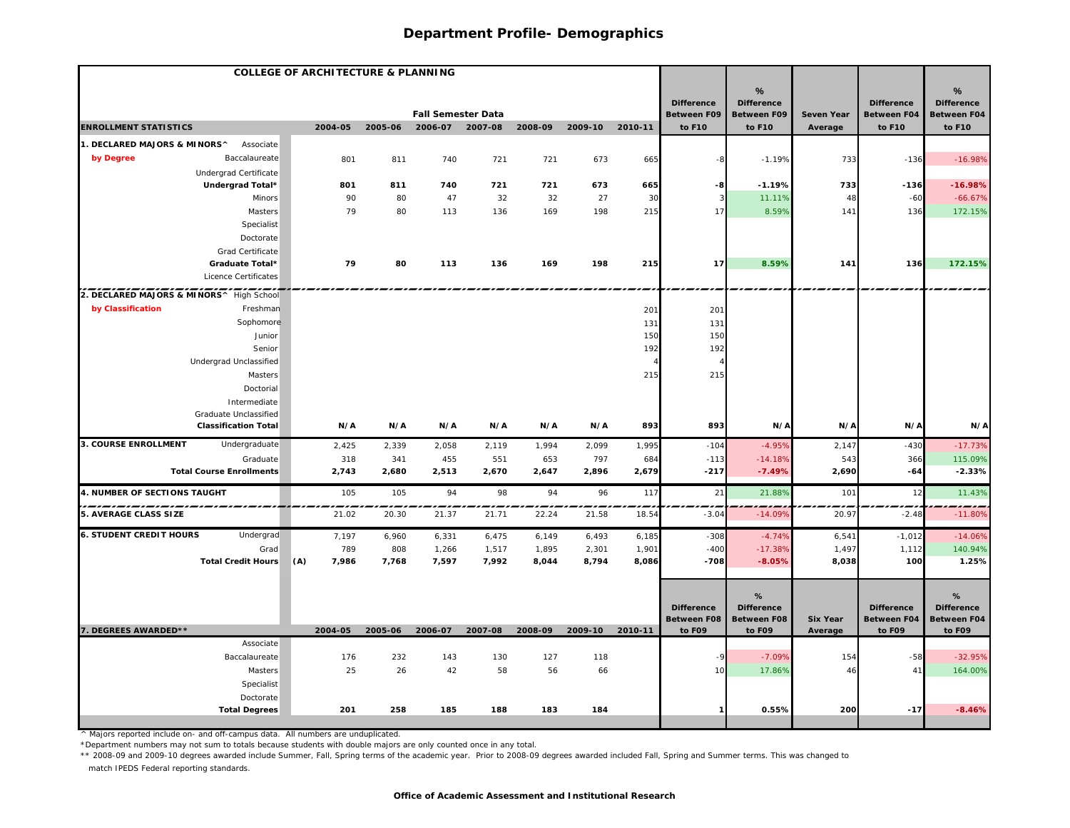# Department Profile- Demographics

| COLLEGE OF ARCHITECTURE & PLANNING | | | | Fall Semester Data | | | | | | | | | |
|---|---|---|---|---|---|---|---|---|---|---|---|---|---|
| ENROLLMENT STATISTICS | | 2004-05 | 2005-06 | 2006-07 | 2007-08 | 2008-09 | 2009-10 | 2010-11 | Difference Between F09 to F10 | % Difference Between F09 to F10 | Seven Year Average | Difference Between F04 to F10 | % Difference Between F04 to F10 |
| **1. DECLARED MAJORS & MINORS^** | Associate | | | | | | | | | | | | |
| **by Degree** | Baccalaureate | 801 | 811 | 740 | 721 | 721 | 673 | 665 | -8 | -1.19% | 733 | -136 | -16.98% |
| | Undergrad Certificate | | | | | | | | | | | | |
| | **Undergrad Total*** | **801** | **811** | **740** | **721** | **721** | **673** | **665** | **-8** | **-1.19%** | **733** | **-136** | **-16.98%** |
| | Minors | 90 | 80 | 47 | 32 | 32 | 27 | 30 | 3 | 11.11% | 48 | -60 | -66.67% |
| | Masters | 79 | 80 | 113 | 136 | 169 | 198 | 215 | 17 | 8.59% | 141 | 136 | 172.15% |
| | Specialist | | | | | | | | | | | | |
| | Doctorate | | | | | | | | | | | | |
| | Grad Certificate | | | | | | | | | | | | |
| | **Graduate Total*** | **79** | **80** | **113** | **136** | **169** | **198** | **215** | **17** | **8.59%** | **141** | **136** | **172.15%** |
| | Licence Certificates | | | | | | | | | | | | |
| **2. DECLARED MAJORS & MINORS^** | High School | | | | | | | | | | | | |
| **by Classification** | Freshman | | | | | | | 201 | 201 | | | | |
| | Sophomore | | | | | | | 131 | 131 | | | | |
| | Junior | | | | | | | 150 | 150 | | | | |
| | Senior | | | | | | | 192 | 192 | | | | |
| | Undergrad Unclassified | | | | | | | 4 | 4 | | | | |
| | Masters | | | | | | | 215 | 215 | | | | |
| | Doctorial | | | | | | | | | | | | |
| | Intermediate | | | | | | | | | | | | |
| | Graduate Unclassified | | | | | | | | | | | | |
| | **Classification Total** | **N/A** | **N/A** | **N/A** | **N/A** | **N/A** | **N/A** | **893** | **893** | **N/A** | **N/A** | **N/A** | **N/A** |
| **3. COURSE ENROLLMENT** | Undergraduate | 2,425 | 2,339 | 2,058 | 2,119 | 1,994 | 2,099 | 1,995 | -104 | -4.95% | 2,147 | -430 | -17.73% |
| | Graduate | 318 | 341 | 455 | 551 | 653 | 797 | 684 | -113 | -14.18% | 543 | 366 | 115.09% |
| | **Total Course Enrollments** | **2,743** | **2,680** | **2,513** | **2,670** | **2,647** | **2,896** | **2,679** | **-217** | **-7.49%** | **2,690** | **-64** | **-2.33%** |
| **4. NUMBER OF SECTIONS TAUGHT** | | 105 | 105 | 94 | 98 | 94 | 96 | 117 | 21 | 21.88% | 101 | 12 | 11.43% |
| **5. AVERAGE CLASS SIZE** | | 21.02 | 20.30 | 21.37 | 21.71 | 22.24 | 21.58 | 18.54 | -3.04 | -14.09% | 20.97 | -2.48 | -11.80% |
| **6. STUDENT CREDIT HOURS** | Undergrad | 7,197 | 6,960 | 6,331 | 6,475 | 6,149 | 6,493 | 6,185 | -308 | -4.74% | 6,541 | -1,012 | -14.06% |
| | Grad | 789 | 808 | 1,266 | 1,517 | 1,895 | 2,301 | 1,901 | -400 | -17.38% | 1,497 | 1,112 | 140.94% |
| | **Total Credit Hours** (A) | **7,986** | **7,768** | **7,597** | **7,992** | **8,044** | **8,794** | **8,086** | **-708** | **-8.05%** | **8,038** | **100** | **1.25%** |

| 7. DEGREES AWARDED** | | 2004-05 | 2005-06 | 2006-07 | 2007-08 | 2008-09 | 2009-10 | 2010-11 | Difference Between F08 to F09 | % Difference Between F08 to F09 | Six Year Average | Difference Between F04 to F09 | % Difference Between F04 to F09 |
|---|---|---|---|---|---|---|---|---|---|---|---|---|---|
| | Associate | | | | | | | | | | | | |
| | Baccalaureate | 176 | 232 | 143 | 130 | 127 | 118 | | -9 | -7.09% | 154 | -58 | -32.95% |
| | Masters | 25 | 26 | 42 | 58 | 56 | 66 | | 10 | 17.86% | 46 | 41 | 164.00% |
| | Specialist | | | | | | | | | | | | |
| | Doctorate | | | | | | | | | | | | |
| | **Total Degrees** | **201** | **258** | **185** | **188** | **183** | **184** | | **1** | **0.55%** | **200** | **-17** | **-8.46%** |

^ Majors reported include on- and off-campus data. All numbers are unduplicated.

*Department numbers may not sum to totals because students with double majors are only counted once in any total.

** 2008-09 and 2009-10 degrees awarded include Summer, Fall, Spring terms of the academic year. Prior to 2008-09 degrees awarded included Fall, Spring and Summer terms. This was changed to match IPEDS Federal reporting standards.

**Office of Academic Assessment and Institutional Research**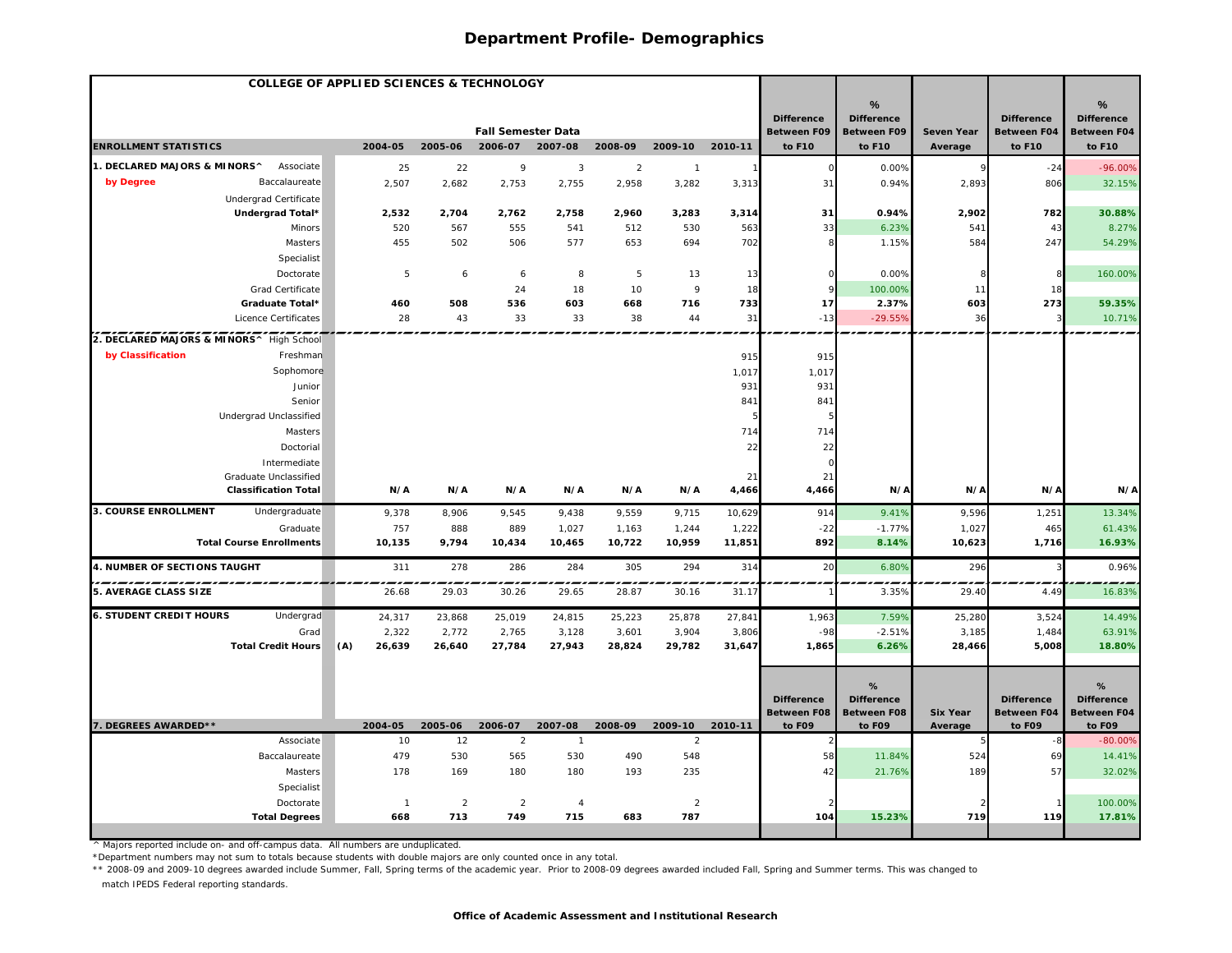# Department Profile- Demographics

| COLLEGE OF APPLIED SCIENCES & TECHNOLOGY | | | | | | | | | | Difference Between F09 to F10 | % Difference Between F09 to F10 | Seven Year Average | Difference Between F04 to F10 | % Difference Between F04 to F10 |
|---|---|---|---|---|---|---|---|---|---|---|---|---|---|---|
| | | | Fall Semester Data | | | | | | | | | | | |
| **ENROLLMENT STATISTICS** | | | 2004-05 | 2005-06 | 2006-07 | 2007-08 | 2008-09 | 2009-10 | 2010-11 | | | | | |
| **1. DECLARED MAJORS & MINORS^** | Associate | | 25 | 22 | 9 | 3 | 2 | 1 | 1 | 0 | 0.00% | 9 | -24 | -96.00% |
| **by Degree** | Baccalaureate | | 2,507 | 2,682 | 2,753 | 2,755 | 2,958 | 3,282 | 3,313 | 31 | 0.94% | 2,893 | 806 | 32.15% |
| | Undergrad Certificate | | | | | | | | | | | | | |
| | **Undergrad Total*** | | **2,532** | **2,704** | **2,762** | **2,758** | **2,960** | **3,283** | **3,314** | **31** | **0.94%** | **2,902** | **782** | **30.88%** |
| | Minors | | 520 | 567 | 555 | 541 | 512 | 530 | 563 | 33 | 6.23% | 541 | 43 | 8.27% |
| | Masters | | 455 | 502 | 506 | 577 | 653 | 694 | 702 | 8 | 1.15% | 584 | 247 | 54.29% |
| | Specialist | | | | | | | | | | | | | |
| | Doctorate | | 5 | 6 | 6 | 8 | 5 | 13 | 13 | 0 | 0.00% | 8 | 8 | 160.00% |
| | Grad Certificate | | | | 24 | 18 | 10 | 9 | 18 | 9 | 100.00% | 11 | 18 | |
| | **Graduate Total*** | | **460** | **508** | **536** | **603** | **668** | **716** | **733** | **17** | **2.37%** | **603** | **273** | **59.35%** |
| | Licence Certificates | | 28 | 43 | 33 | 33 | 38 | 44 | 31 | -13 | -29.55% | 36 | 3 | 10.71% |
| **2. DECLARED MAJORS & MINORS^** | High School | | | | | | | | | | | | | |
| **by Classification** | Freshman | | | | | | | | 915 | 915 | | | | |
| | Sophomore | | | | | | | | 1,017 | 1,017 | | | | |
| | Junior | | | | | | | | 931 | 931 | | | | |
| | Senior | | | | | | | | 841 | 841 | | | | |
| | Undergrad Unclassified | | | | | | | | 5 | 5 | | | | |
| | Masters | | | | | | | | 714 | 714 | | | | |
| | Doctorial | | | | | | | | 22 | 22 | | | | |
| | Intermediate | | | | | | | | | 0 | | | | |
| | Graduate Unclassified | | | | | | | | 21 | 21 | | | | |
| | **Classification Total** | | **N/A** | **N/A** | **N/A** | **N/A** | **N/A** | **N/A** | **4,466** | **4,466** | **N/A** | **N/A** | **N/A** | **N/A** |
| **3. COURSE ENROLLMENT** | Undergraduate | | 9,378 | 8,906 | 9,545 | 9,438 | 9,559 | 9,715 | 10,629 | 914 | 9.41% | 9,596 | 1,251 | 13.34% |
| | Graduate | | 757 | 888 | 889 | 1,027 | 1,163 | 1,244 | 1,222 | -22 | -1.77% | 1,027 | 465 | 61.43% |
| | **Total Course Enrollments** | | **10,135** | **9,794** | **10,434** | **10,465** | **10,722** | **10,959** | **11,851** | **892** | **8.14%** | **10,623** | **1,716** | **16.93%** |
| **4. NUMBER OF SECTIONS TAUGHT** | | | 311 | 278 | 286 | 284 | 305 | 294 | 314 | 20 | 6.80% | 296 | 3 | 0.96% |
| **5. AVERAGE CLASS SIZE** | | | 26.68 | 29.03 | 30.26 | 29.65 | 28.87 | 30.16 | 31.17 | 1 | 3.35% | 29.40 | 4.49 | 16.83% |
| **6. STUDENT CREDIT HOURS** | Undergrad | | 24,317 | 23,868 | 25,019 | 24,815 | 25,223 | 25,878 | 27,841 | 1,963 | 7.59% | 25,280 | 3,524 | 14.49% |
| | Grad | | 2,322 | 2,772 | 2,765 | 3,128 | 3,601 | 3,904 | 3,806 | -98 | -2.51% | 3,185 | 1,484 | 63.91% |
| | **Total Credit Hours** | **(A)** | **26,639** | **26,640** | **27,784** | **27,943** | **28,824** | **29,782** | **31,647** | **1,865** | **6.26%** | **28,466** | **5,008** | **18.80%** |

| **7. DEGREES AWARDED**** | | 2004-05 | 2005-06 | 2006-07 | 2007-08 | 2008-09 | 2009-10 | 2010-11 | Difference Between F08 to F09 | % Difference Between F08 to F09 | Six Year Average | Difference Between F04 to F09 | % Difference Between F04 to F09 |
|---|---|---|---|---|---|---|---|---|---|---|---|---|---|
| | Associate | 10 | 12 | 2 | 1 | | 2 | | 2 | | 5 | -8 | -80.00% |
| | Baccalaureate | 479 | 530 | 565 | 530 | 490 | 548 | | 58 | 11.84% | 524 | 69 | 14.41% |
| | Masters | 178 | 169 | 180 | 180 | 193 | 235 | | 42 | 21.76% | 189 | 57 | 32.02% |
| | Specialist | | | | | | | | | | | | |
| | Doctorate | 1 | 2 | 2 | 4 | | 2 | | 2 | | 2 | 1 | 100.00% |
| | **Total Degrees** | **668** | **713** | **749** | **715** | **683** | **787** | | **104** | **15.23%** | **719** | **119** | **17.81%** |

^ Majors reported include on- and off-campus data. All numbers are unduplicated.

*Department numbers may not sum to totals because students with double majors are only counted once in any total.

** 2008-09 and 2009-10 degrees awarded include Summer, Fall, Spring terms of the academic year. Prior to 2008-09 degrees awarded included Fall, Spring and Summer terms. This was changed to match IPEDS Federal reporting standards.

**Office of Academic Assessment and Institutional Research**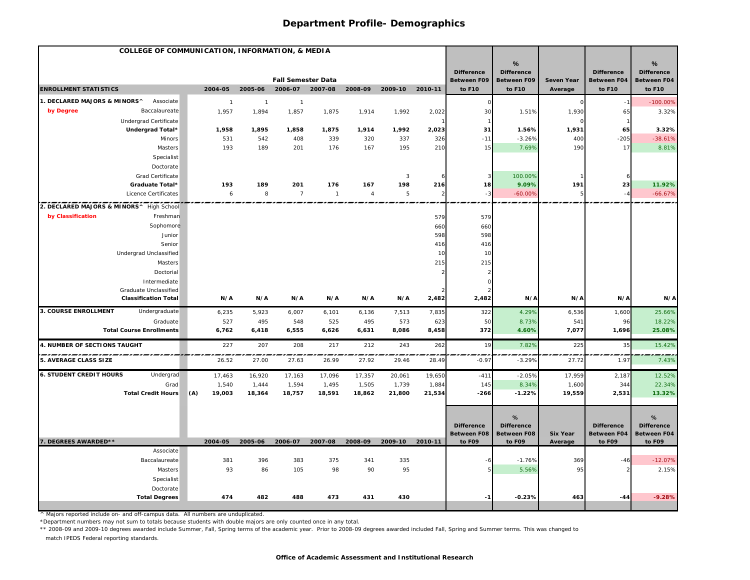# Department Profile- Demographics

| COLLEGE OF COMMUNICATION, INFORMATION, & MEDIA | | | Fall Semester Data | | | | | | | Difference Between F09 to F10 | % Difference Between F09 to F10 | Seven Year Average | Difference Between F04 to F10 | % Difference Between F04 to F10 |
|---|---|---|---|---|---|---|---|---|---|---|---|---|---|---|
| **ENROLLMENT STATISTICS** | | | 2004-05 | 2005-06 | 2006-07 | 2007-08 | 2008-09 | 2009-10 | 2010-11 | | | | | |
| **1. DECLARED MAJORS & MINORS^** **by Degree** | Associate | | 1 | 1 | 1 | | | | | 0 | | 0 | -1 | -100.00% |
| | Baccalaureate | | 1,957 | 1,894 | 1,857 | 1,875 | 1,914 | 1,992 | 2,022 | 30 | 1.51% | 1,930 | 65 | 3.32% |
| | Undergrad Certificate | | | | | | | | 1 | 1 | | 0 | 1 | |
| | **Undergrad Total*** | | **1,958** | **1,895** | **1,858** | **1,875** | **1,914** | **1,992** | **2,023** | **31** | **1.56%** | **1,931** | **65** | **3.32%** |
| | Minors | | 531 | 542 | 408 | 339 | 320 | 337 | 326 | -11 | -3.26% | 400 | -205 | -38.61% |
| | Masters | | 193 | 189 | 201 | 176 | 167 | 195 | 210 | 15 | 7.69% | 190 | 17 | 8.81% |
| | Specialist | | | | | | | | | | | | | |
| | Doctorate | | | | | | | | | | | | | |
| | Grad Certificate | | | | | | | 3 | 6 | 3 | 100.00% | 1 | 6 | |
| | **Graduate Total*** | | **193** | **189** | **201** | **176** | **167** | **198** | **216** | **18** | **9.09%** | **191** | **23** | **11.92%** |
| | Licence Certificates | | 6 | 8 | 7 | 1 | 4 | 5 | 2 | -3 | -60.00% | 5 | -4 | -66.67% |
| **2. DECLARED MAJORS & MINORS^** **by Classification** | High School | | | | | | | | | | | | | |
| | Freshman | | | | | | | | 579 | 579 | | | | |
| | Sophomore | | | | | | | | 660 | 660 | | | | |
| | Junior | | | | | | | | 598 | 598 | | | | |
| | Senior | | | | | | | | 416 | 416 | | | | |
| | Undergrad Unclassified | | | | | | | | 10 | 10 | | | | |
| | Masters | | | | | | | | 215 | 215 | | | | |
| | Doctorial | | | | | | | | 2 | 2 | | | | |
| | Intermediate | | | | | | | | | 0 | | | | |
| | Graduate Unclassified | | | | | | | | 2 | 2 | | | | |
| | **Classification Total** | | **N/A** | **N/A** | **N/A** | **N/A** | **N/A** | **N/A** | **2,482** | **2,482** | **N/A** | **N/A** | **N/A** | **N/A** |
| **3. COURSE ENROLLMENT** | Undergraduate | | 6,235 | 5,923 | 6,007 | 6,101 | 6,136 | 7,513 | 7,835 | 322 | 4.29% | 6,536 | 1,600 | 25.66% |
| | Graduate | | 527 | 495 | 548 | 525 | 495 | 573 | 623 | 50 | 8.73% | 541 | 96 | 18.22% |
| | **Total Course Enrollments** | | **6,762** | **6,418** | **6,555** | **6,626** | **6,631** | **8,086** | **8,458** | **372** | **4.60%** | **7,077** | **1,696** | **25.08%** |
| **4. NUMBER OF SECTIONS TAUGHT** | | | 227 | 207 | 208 | 217 | 212 | 243 | 262 | 19 | 7.82% | 225 | 35 | 15.42% |
| **5. AVERAGE CLASS SIZE** | | | 26.52 | 27.00 | 27.63 | 26.99 | 27.92 | 29.46 | 28.49 | -0.97 | -3.29% | 27.72 | 1.97 | 7.43% |
| **6. STUDENT CREDIT HOURS** | Undergrad | | 17,463 | 16,920 | 17,163 | 17,096 | 17,357 | 20,061 | 19,650 | -411 | -2.05% | 17,959 | 2,187 | 12.52% |
| | Grad | | 1,540 | 1,444 | 1,594 | 1,495 | 1,505 | 1,739 | 1,884 | 145 | 8.34% | 1,600 | 344 | 22.34% |
| | **Total Credit Hours** | (A) | **19,003** | **18,364** | **18,757** | **18,591** | **18,862** | **21,800** | **21,534** | **-266** | **-1.22%** | **19,559** | **2,531** | **13.32%** |
| | | | | | | | | | | **Difference Between F08 to F09** | **% Difference Between F08 to F09** | **Six Year Average** | **Difference Between F04 to F09** | **% Difference Between F04 to F09** |
| **7. DEGREES AWARDED**** | | | **2004-05** | **2005-06** | **2006-07** | **2007-08** | **2008-09** | **2009-10** | **2010-11** | | | | | |
| | Associate | | | | | | | | | | | | | |
| | Baccalaureate | | 381 | 396 | 383 | 375 | 341 | 335 | | -6 | -1.76% | 369 | -46 | -12.07% |
| | Masters | | 93 | 86 | 105 | 98 | 90 | 95 | | 5 | 5.56% | 95 | 2 | 2.15% |
| | Specialist | | | | | | | | | | | | | |
| | Doctorate | | | | | | | | | | | | | |
| | **Total Degrees** | | **474** | **482** | **488** | **473** | **431** | **430** | | **-1** | **-0.23%** | **463** | **-44** | **-9.28%** |

^ Majors reported include on- and off-campus data. All numbers are unduplicated.

*Department numbers may not sum to totals because students with double majors are only counted once in any total.

** 2008-09 and 2009-10 degrees awarded include Summer, Fall, Spring terms of the academic year. Prior to 2008-09 degrees awarded included Fall, Spring and Summer terms. This was changed to match IPEDS Federal reporting standards.

**Office of Academic Assessment and Institutional Research**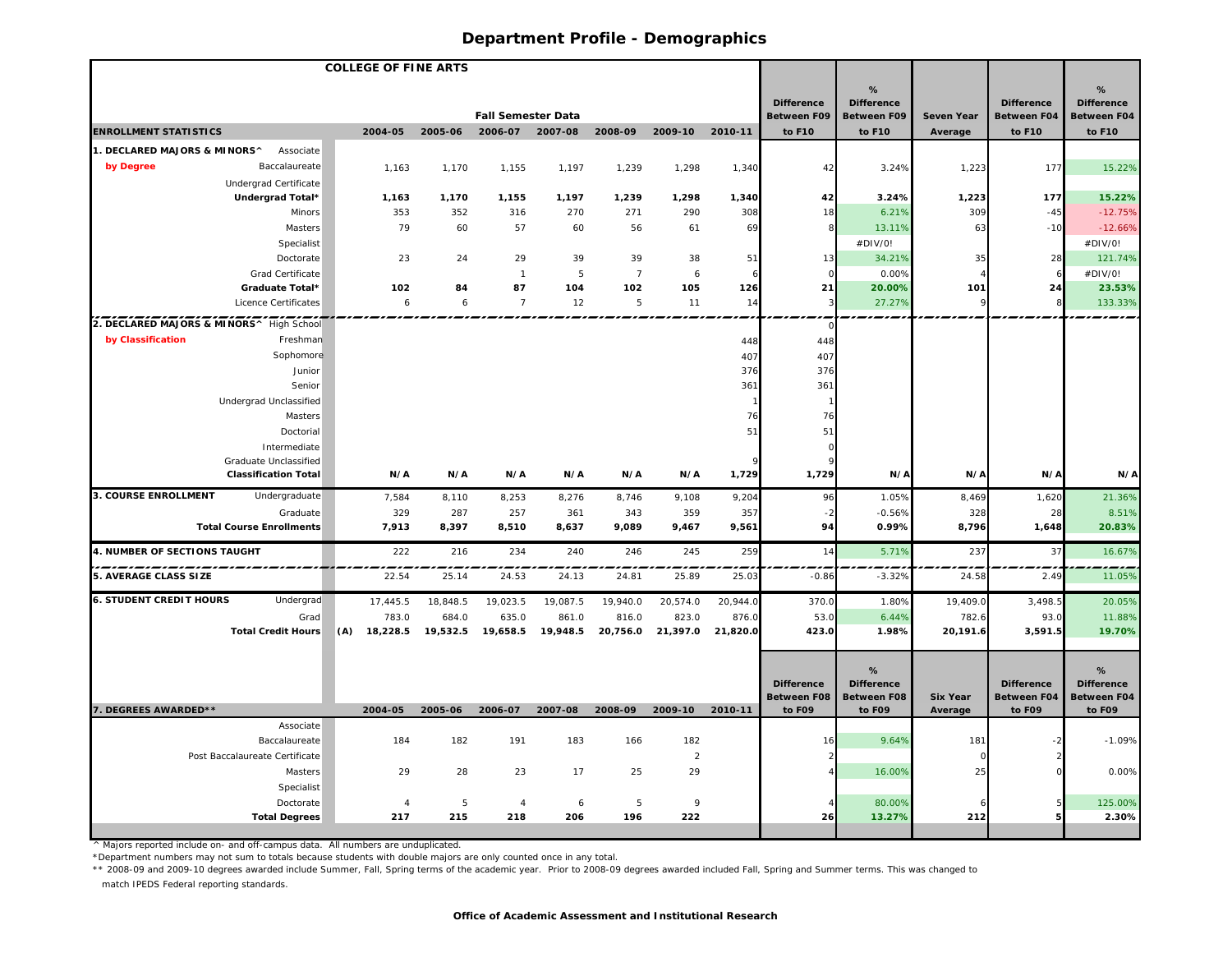# Department Profile - Demographics

| COLLEGE OF FINE ARTS | | Fall Semester Data | | | | | | | | | | | |
|---|---|---|---|---|---|---|---|---|---|---|---|---|---|
| **ENROLLMENT STATISTICS** | | **2004-05** | **2005-06** | **2006-07** | **2007-08** | **2008-09** | **2009-10** | **2010-11** | **Difference Between F09 to F10** | **% Difference Between F09 to F10** | **Seven Year Average** | **Difference Between F04 to F10** | **% Difference Between F04 to F10** |
| **1. DECLARED MAJORS & MINORS^** | Associate | | | | | | | | | | | | |
| **by Degree** | Baccalaureate | 1,163 | 1,170 | 1,155 | 1,197 | 1,239 | 1,298 | 1,340 | 42 | 3.24% | 1,223 | 177 | 15.22% |
| | Undergrad Certificate | | | | | | | | | | | | |
| | **Undergrad Total*** | **1,163** | **1,170** | **1,155** | **1,197** | **1,239** | **1,298** | **1,340** | **42** | **3.24%** | **1,223** | **177** | **15.22%** |
| | Minors | 353 | 352 | 316 | 270 | 271 | 290 | 308 | 18 | 6.21% | 309 | -45 | -12.75% |
| | Masters | 79 | 60 | 57 | 60 | 56 | 61 | 69 | 8 | 13.11% | 63 | -10 | -12.66% |
| | Specialist | | | | | | | | | #DIV/0! | | | #DIV/0! |
| | Doctorate | 23 | 24 | 29 | 39 | 39 | 38 | 51 | 13 | 34.21% | 35 | 28 | 121.74% |
| | Grad Certificate | | | 1 | 5 | 7 | 6 | 6 | 0 | 0.00% | 4 | 6 | #DIV/0! |
| | **Graduate Total*** | **102** | **84** | **87** | **104** | **102** | **105** | **126** | **21** | **20.00%** | **101** | **24** | **23.53%** |
| | Licence Certificates | 6 | 6 | 7 | 12 | 5 | 11 | 14 | 3 | 27.27% | 9 | 8 | 133.33% |
| **2. DECLARED MAJORS & MINORS^** | High School | | | | | | | | 0 | | | | |
| **by Classification** | Freshman | | | | | | | 448 | 448 | | | | |
| | Sophomore | | | | | | | 407 | 407 | | | | |
| | Junior | | | | | | | 376 | 376 | | | | |
| | Senior | | | | | | | 361 | 361 | | | | |
| | Undergrad Unclassified | | | | | | | 1 | 1 | | | | |
| | Masters | | | | | | | 76 | 76 | | | | |
| | Doctorial | | | | | | | 51 | 51 | | | | |
| | Intermediate | | | | | | | | 0 | | | | |
| | Graduate Unclassified | | | | | | | 9 | 9 | | | | |
| | **Classification Total** | **N/A** | **N/A** | **N/A** | **N/A** | **N/A** | **N/A** | **1,729** | **1,729** | **N/A** | **N/A** | **N/A** | **N/A** |
| **3. COURSE ENROLLMENT** | Undergraduate | 7,584 | 8,110 | 8,253 | 8,276 | 8,746 | 9,108 | 9,204 | 96 | 1.05% | 8,469 | 1,620 | 21.36% |
| | Graduate | 329 | 287 | 257 | 361 | 343 | 359 | 357 | -2 | -0.56% | 328 | 28 | 8.51% |
| | **Total Course Enrollments** | **7,913** | **8,397** | **8,510** | **8,637** | **9,089** | **9,467** | **9,561** | **94** | **0.99%** | **8,796** | **1,648** | **20.83%** |
| **4. NUMBER OF SECTIONS TAUGHT** | | 222 | 216 | 234 | 240 | 246 | 245 | 259 | 14 | 5.71% | 237 | 37 | 16.67% |
| **5. AVERAGE CLASS SIZE** | | 22.54 | 25.14 | 24.53 | 24.13 | 24.81 | 25.89 | 25.03 | -0.86 | -3.32% | 24.58 | 2.49 | 11.05% |
| **6. STUDENT CREDIT HOURS** | Undergrad | 17,445.5 | 18,848.5 | 19,023.5 | 19,087.5 | 19,940.0 | 20,574.0 | 20,944.0 | 370.0 | 1.80% | 19,409.0 | 3,498.5 | 20.05% |
| | Grad | 783.0 | 684.0 | 635.0 | 861.0 | 816.0 | 823.0 | 876.0 | 53.0 | 6.44% | 782.6 | 93.0 | 11.88% |
| | **Total Credit Hours (A)** | **18,228.5** | **19,532.5** | **19,658.5** | **19,948.5** | **20,756.0** | **21,397.0** | **21,820.0** | **423.0** | **1.98%** | **20,191.6** | **3,591.5** | **19.70%** |

| **7. DEGREES AWARDED**** | | **2004-05** | **2005-06** | **2006-07** | **2007-08** | **2008-09** | **2009-10** | **2010-11** | **Difference Between F08 to F09** | **% Difference Between F08 to F09** | **Six Year Average** | **Difference Between F04 to F09** | **% Difference Between F04 to F09** |
|---|---|---|---|---|---|---|---|---|---|---|---|---|---|
| | Associate | | | | | | | | | | | | |
| | Baccalaureate | 184 | 182 | 191 | 183 | 166 | 182 | | 16 | 9.64% | 181 | -2 | -1.09% |
| | Post Baccalaureate Certificate | | | | | | 2 | | 2 | | 0 | 2 | |
| | Masters | 29 | 28 | 23 | 17 | 25 | 29 | | 4 | 16.00% | 25 | 0 | 0.00% |
| | Specialist | | | | | | | | | | | | |
| | Doctorate | 4 | 5 | 4 | 6 | 5 | 9 | | 4 | 80.00% | 6 | 5 | 125.00% |
| | **Total Degrees** | **217** | **215** | **218** | **206** | **196** | **222** | | **26** | **13.27%** | **212** | **5** | **2.30%** |

^ Majors reported include on- and off-campus data. All numbers are unduplicated.

*Department numbers may not sum to totals because students with double majors are only counted once in any total.

** 2008-09 and 2009-10 degrees awarded include Summer, Fall, Spring terms of the academic year. Prior to 2008-09 degrees awarded included Fall, Spring and Summer terms. This was changed to match IPEDS Federal reporting standards.

**Office of Academic Assessment and Institutional Research**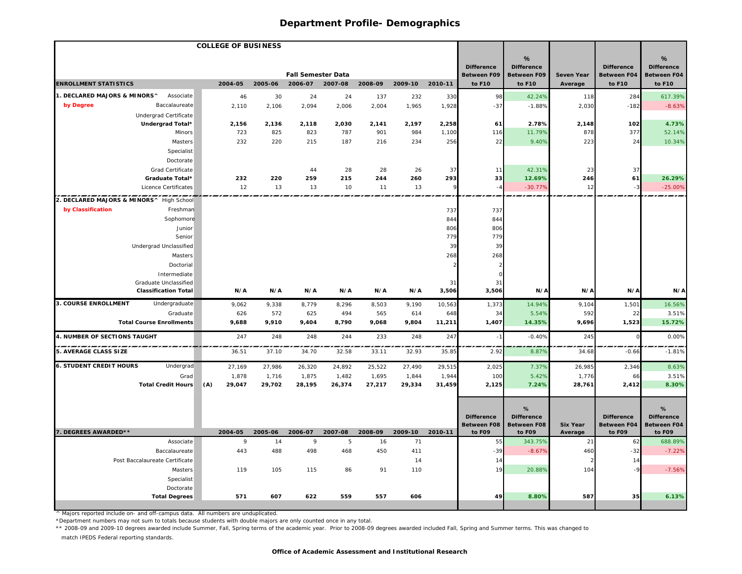# Department Profile- Demographics

| COLLEGE OF BUSINESS | | | | | | | | | | | | | | |
|---|---|---|---|---|---|---|---|---|---|---|---|---|---|---|
| **ENROLLMENT STATISTICS** | | **2004-05** | **2005-06** | **2006-07** | **2007-08** | **2008-09** | **2009-10** | **2010-11** | **Difference Between F09 to F10** | **% Difference Between F09 to F10** | **Seven Year Average** | **Difference Between F04 to F10** | **% Difference Between F04 to F10** |
| | | | | Fall Semester Data | | | | | | | | | |
| **1. DECLARED MAJORS & MINORS^ by Degree** | Associate | 46 | 30 | 24 | 24 | 137 | 232 | 330 | 98 | 42.24% | 118 | 284 | 617.39% |
| | Baccalaureate | 2,110 | 2,106 | 2,094 | 2,006 | 2,004 | 1,965 | 1,928 | -37 | -1.88% | 2,030 | -182 | -8.63% |
| | Undergrad Certificate | | | | | | | | | | | | |
| | **Undergrad Total*** | **2,156** | **2,136** | **2,118** | **2,030** | **2,141** | **2,197** | **2,258** | **61** | **2.78%** | **2,148** | **102** | **4.73%** |
| | Minors | 723 | 825 | 823 | 787 | 901 | 984 | 1,100 | 116 | 11.79% | 878 | 377 | 52.14% |
| | Masters | 232 | 220 | 215 | 187 | 216 | 234 | 256 | 22 | 9.40% | 223 | 24 | 10.34% |
| | Specialist | | | | | | | | | | | | |
| | Doctorate | | | | | | | | | | | | |
| | Grad Certificate | | | 44 | 28 | 28 | 26 | 37 | 11 | 42.31% | 23 | 37 | |
| | **Graduate Total*** | **232** | **220** | **259** | **215** | **244** | **260** | **293** | **33** | **12.69%** | **246** | **61** | **26.29%** |
| | Licence Certificates | 12 | 13 | 13 | 10 | 11 | 13 | 9 | -4 | -30.77% | 12 | -3 | -25.00% |
| **2. DECLARED MAJORS & MINORS^ by Classification** | High School | | | | | | | | | | | | |
| | Freshman | | | | | | | 737 | 737 | | | | |
| | Sophomore | | | | | | | 844 | 844 | | | | |
| | Junior | | | | | | | 806 | 806 | | | | |
| | Senior | | | | | | | 779 | 779 | | | | |
| | Undergrad Unclassified | | | | | | | 39 | 39 | | | | |
| | Masters | | | | | | | 268 | 268 | | | | |
| | Doctorial | | | | | | | 2 | 2 | | | | |
| | Intermediate | | | | | | | | 0 | | | | |
| | Graduate Unclassified | | | | | | | 31 | 31 | | | | |
| | **Classification Total** | **N/A** | **N/A** | **N/A** | **N/A** | **N/A** | **N/A** | **3,506** | **3,506** | **N/A** | **N/A** | **N/A** | **N/A** |
| **3. COURSE ENROLLMENT** | Undergraduate | 9,062 | 9,338 | 8,779 | 8,296 | 8,503 | 9,190 | 10,563 | 1,373 | 14.94% | 9,104 | 1,501 | 16.56% |
| | Graduate | 626 | 572 | 625 | 494 | 565 | 614 | 648 | 34 | 5.54% | 592 | 22 | 3.51% |
| | **Total Course Enrollments** | **9,688** | **9,910** | **9,404** | **8,790** | **9,068** | **9,804** | **11,211** | **1,407** | **14.35%** | **9,696** | **1,523** | **15.72%** |
| **4. NUMBER OF SECTIONS TAUGHT** | | 247 | 248 | 248 | 244 | 233 | 248 | 247 | -1 | -0.40% | 245 | 0 | 0.00% |
| **5. AVERAGE CLASS SIZE** | | 36.51 | 37.10 | 34.70 | 32.58 | 33.11 | 32.93 | 35.85 | 2.92 | 8.87% | 34.68 | -0.66 | -1.81% |
| **6. STUDENT CREDIT HOURS** | Undergrad | 27,169 | 27,986 | 26,320 | 24,892 | 25,522 | 27,490 | 29,515 | 2,025 | 7.37% | 26,985 | 2,346 | 8.63% |
| | Grad | 1,878 | 1,716 | 1,875 | 1,482 | 1,695 | 1,844 | 1,944 | 100 | 5.42% | 1,776 | 66 | 3.51% |
| | **Total Credit Hours (A)** | **29,047** | **29,702** | **28,195** | **26,374** | **27,217** | **29,334** | **31,459** | **2,125** | **7.24%** | **28,761** | **2,412** | **8.30%** |

| **7. DEGREES AWARDED**** | **2004-05** | **2005-06** | **2006-07** | **2007-08** | **2008-09** | **2009-10** | **2010-11** | **Difference Between F08 to F09** | **% Difference Between F08 to F09** | **Six Year Average** | **Difference Between F04 to F09** | **% Difference Between F04 to F09** |
|---|---|---|---|---|---|---|---|---|---|---|---|---|
| Associate | 9 | 14 | 9 | 5 | 16 | 71 | | 55 | 343.75% | 21 | 62 | 688.89% |
| Baccalaureate | 443 | 488 | 498 | 468 | 450 | 411 | | -39 | -8.67% | 460 | -32 | -7.22% |
| Post Baccalaureate Certificate | | | | | | 14 | | 14 | | 2 | 14 | |
| Masters | 119 | 105 | 115 | 86 | 91 | 110 | | 19 | 20.88% | 104 | -9 | -7.56% |
| Specialist | | | | | | | | | | | | |
| Doctorate | | | | | | | | | | | | |
| **Total Degrees** | **571** | **607** | **622** | **559** | **557** | **606** | | **49** | **8.80%** | **587** | **35** | **6.13%** |

^ Majors reported include on- and off-campus data. All numbers are unduplicated.

*Department numbers may not sum to totals because students with double majors are only counted once in any total.

** 2008-09 and 2009-10 degrees awarded include Summer, Fall, Spring terms of the academic year. Prior to 2008-09 degrees awarded included Fall, Spring and Summer terms. This was changed to match IPEDS Federal reporting standards.

**Office of Academic Assessment and Institutional Research**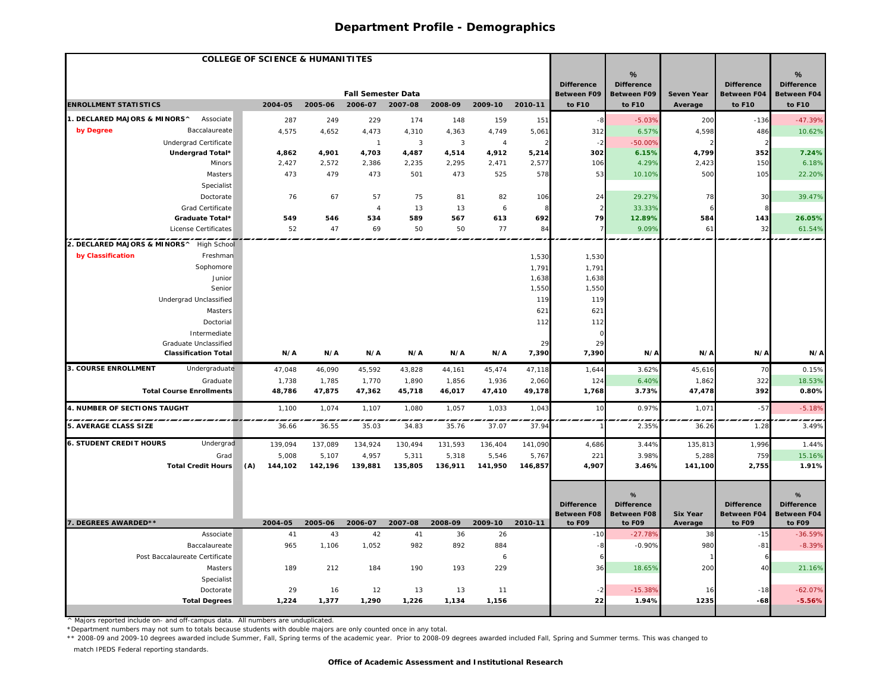# Department Profile - Demographics

| COLLEGE OF SCIENCE & HUMANITITES | | | | | | | | | | | | | |
|---|---|---|---|---|---|---|---|---|---|---|---|---|---|
| | | Fall Semester Data | | | | | | | | | | | |
| **ENROLLMENT STATISTICS** | | **2004-05** | **2005-06** | **2006-07** | **2007-08** | **2008-09** | **2009-10** | **2010-11** | **Difference Between F09 to F10** | **% Difference Between F09 to F10** | **Seven Year Average** | **Difference Between F04 to F10** | **% Difference Between F04 to F10** |
| **1. DECLARED MAJORS & MINORS^** **by Degree** | Associate | 287 | 249 | 229 | 174 | 148 | 159 | 151 | -8 | -5.03% | 200 | -136 | -47.39% |
| | Baccalaureate | 4,575 | 4,652 | 4,473 | 4,310 | 4,363 | 4,749 | 5,061 | 312 | 6.57% | 4,598 | 486 | 10.62% |
| | Undergrad Certificate | | | 1 | 3 | 3 | 4 | 2 | -2 | -50.00% | 2 | 2 | |
| | **Undergrad Total*** | **4,862** | **4,901** | **4,703** | **4,487** | **4,514** | **4,912** | **5,214** | **302** | **6.15%** | **4,799** | **352** | **7.24%** |
| | Minors | 2,427 | 2,572 | 2,386 | 2,235 | 2,295 | 2,471 | 2,577 | 106 | 4.29% | 2,423 | 150 | 6.18% |
| | Masters | 473 | 479 | 473 | 501 | 473 | 525 | 578 | 53 | 10.10% | 500 | 105 | 22.20% |
| | Specialist | | | | | | | | | | | | |
| | Doctorate | 76 | 67 | 57 | 75 | 81 | 82 | 106 | 24 | 29.27% | 78 | 30 | 39.47% |
| | Grad Certificate | | | 4 | 13 | 13 | 6 | 8 | 2 | 33.33% | 6 | 8 | |
| | **Graduate Total*** | **549** | **546** | **534** | **589** | **567** | **613** | **692** | **79** | **12.89%** | **584** | **143** | **26.05%** |
| | License Certificates | 52 | 47 | 69 | 50 | 50 | 77 | 84 | 7 | 9.09% | 61 | 32 | 61.54% |
| **2. DECLARED MAJORS & MINORS^** **by Classification** | High School | | | | | | | | | | | | |
| | Freshman | | | | | | | 1,530 | 1,530 | | | | |
| | Sophomore | | | | | | | 1,791 | 1,791 | | | | |
| | Junior | | | | | | | 1,638 | 1,638 | | | | |
| | Senior | | | | | | | 1,550 | 1,550 | | | | |
| | Undergrad Unclassified | | | | | | | 119 | 119 | | | | |
| | Masters | | | | | | | 621 | 621 | | | | |
| | Doctorial | | | | | | | 112 | 112 | | | | |
| | Intermediate | | | | | | | | 0 | | | | |
| | Graduate Unclassified | | | | | | | 29 | 29 | | | | |
| | **Classification Total** | **N/A** | **N/A** | **N/A** | **N/A** | **N/A** | **N/A** | **7,390** | **7,390** | **N/A** | **N/A** | **N/A** | **N/A** |
| **3. COURSE ENROLLMENT** | Undergraduate | 47,048 | 46,090 | 45,592 | 43,828 | 44,161 | 45,474 | 47,118 | 1,644 | 3.62% | 45,616 | 70 | 0.15% |
| | Graduate | 1,738 | 1,785 | 1,770 | 1,890 | 1,856 | 1,936 | 2,060 | 124 | 6.40% | 1,862 | 322 | 18.53% |
| | **Total Course Enrollments** | **48,786** | **47,875** | **47,362** | **45,718** | **46,017** | **47,410** | **49,178** | **1,768** | **3.73%** | **47,478** | **392** | **0.80%** |
| **4. NUMBER OF SECTIONS TAUGHT** | | 1,100 | 1,074 | 1,107 | 1,080 | 1,057 | 1,033 | 1,043 | 10 | 0.97% | 1,071 | -57 | -5.18% |
| **5. AVERAGE CLASS SIZE** | | 36.66 | 36.55 | 35.03 | 34.83 | 35.76 | 37.07 | 37.94 | 1 | 2.35% | 36.26 | 1.28 | 3.49% |
| **6. STUDENT CREDIT HOURS** | Undergrad | 139,094 | 137,089 | 134,924 | 130,494 | 131,593 | 136,404 | 141,090 | 4,686 | 3.44% | 135,813 | 1,996 | 1.44% |
| | Grad | 5,008 | 5,107 | 4,957 | 5,311 | 5,318 | 5,546 | 5,767 | 221 | 3.98% | 5,288 | 759 | 15.16% |
| | **Total Credit Hours** (A) | **144,102** | **142,196** | **139,881** | **135,805** | **136,911** | **141,950** | **146,857** | **4,907** | **3.46%** | **141,100** | **2,755** | **1.91%** |

| **7. DEGREES AWARDED**** | | **2004-05** | **2005-06** | **2006-07** | **2007-08** | **2008-09** | **2009-10** | **2010-11** | **Difference Between F08 to F09** | **% Difference Between F08 to F09** | **Six Year Average** | **Difference Between F04 to F09** | **% Difference Between F04 to F09** |
|---|---|---|---|---|---|---|---|---|---|---|---|---|---|
| | Associate | 41 | 43 | 42 | 41 | 36 | 26 | | -10 | -27.78% | 38 | -15 | -36.59% |
| | Baccalaureate | 965 | 1,106 | 1,052 | 982 | 892 | 884 | | -8 | -0.90% | 980 | -81 | -8.39% |
| | Post Baccalaureate Certificate | | | | | | 6 | | 6 | | 1 | 6 | |
| | Masters | 189 | 212 | 184 | 190 | 193 | 229 | | 36 | 18.65% | 200 | 40 | 21.16% |
| | Specialist | | | | | | | | | | | | |
| | Doctorate | 29 | 16 | 12 | 13 | 13 | 11 | | -2 | -15.38% | 16 | -18 | -62.07% |
| | **Total Degrees** | **1,224** | **1,377** | **1,290** | **1,226** | **1,134** | **1,156** | | **22** | **1.94%** | **1235** | **-68** | **-5.56%** |

^ Majors reported include on- and off-campus data. All numbers are unduplicated.

*Department numbers may not sum to totals because students with double majors are only counted once in any total.

** 2008-09 and 2009-10 degrees awarded include Summer, Fall, Spring terms of the academic year. Prior to 2008-09 degrees awarded included Fall, Spring and Summer terms. This was changed to match IPEDS Federal reporting standards.

**Office of Academic Assessment and Institutional Research**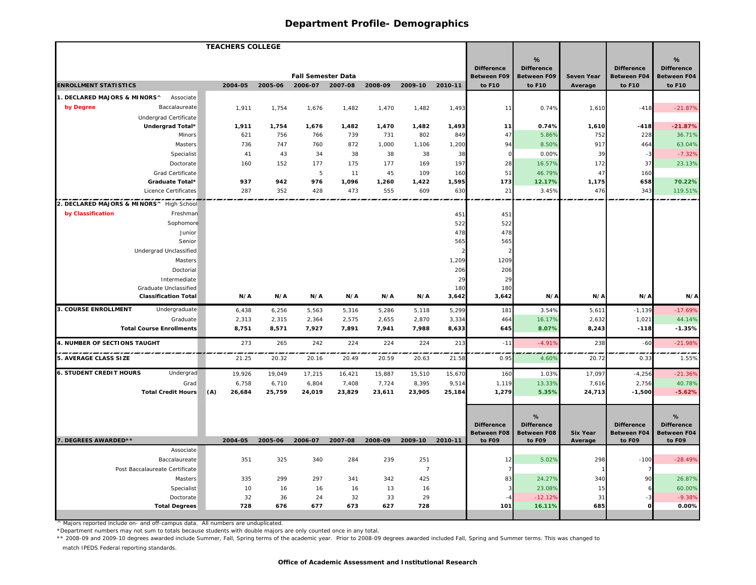# Department Profile- Demographics

**TEACHERS COLLEGE**

| ENROLLMENT STATISTICS | | 2004-05 | 2005-06 | 2006-07 | 2007-08 | 2008-09 | 2009-10 | 2010-11 | Difference Between F09 to F10 | % Difference Between F09 to F10 | Seven Year Average | Difference Between F04 to F10 | % Difference Between F04 to F10 |
|---|---|---|---|---|---|---|---|---|---|---|---|---|---|
| | | Fall Semester Data | | | | | | | | | | | |
| **1. DECLARED MAJORS & MINORS^** | Associate | | | | | | | | | | | | |
| **by Degree** | Baccalaureate | 1,911 | 1,754 | 1,676 | 1,482 | 1,470 | 1,482 | 1,493 | 11 | 0.74% | 1,610 | -418 | -21.87% |
| | Undergrad Certificate | | | | | | | | | | | | |
| | **Undergrad Total*** | **1,911** | **1,754** | **1,676** | **1,482** | **1,470** | **1,482** | **1,493** | **11** | **0.74%** | **1,610** | **-418** | **-21.87%** |
| | Minors | 621 | 756 | 766 | 739 | 731 | 802 | 849 | 47 | 5.86% | 752 | 228 | 36.71% |
| | Masters | 736 | 747 | 760 | 872 | 1,000 | 1,106 | 1,200 | 94 | 8.50% | 917 | 464 | 63.04% |
| | Specialist | 41 | 43 | 34 | 38 | 38 | 38 | 38 | 0 | 0.00% | 39 | -3 | -7.32% |
| | Doctorate | 160 | 152 | 177 | 175 | 177 | 169 | 197 | 28 | 16.57% | 172 | 37 | 23.13% |
| | Grad Certificate | | | 5 | 11 | 45 | 109 | 160 | 51 | 46.79% | 47 | 160 | |
| | **Graduate Total*** | **937** | **942** | **976** | **1,096** | **1,260** | **1,422** | **1,595** | **173** | **12.17%** | **1,175** | **658** | **70.22%** |
| | Licence Certificates | 287 | 352 | 428 | 473 | 555 | 609 | 630 | 21 | 3.45% | 476 | 343 | 119.51% |
| **2. DECLARED MAJORS & MINORS^** | High School | | | | | | | | | | | | |
| **by Classification** | Freshman | | | | | | | 451 | 451 | | | | |
| | Sophomore | | | | | | | 522 | 522 | | | | |
| | Junior | | | | | | | 478 | 478 | | | | |
| | Senior | | | | | | | 565 | 565 | | | | |
| | Undergrad Unclassified | | | | | | | 2 | 2 | | | | |
| | Masters | | | | | | | 1,209 | 1209 | | | | |
| | Doctorial | | | | | | | 206 | 206 | | | | |
| | Intermediate | | | | | | | 29 | 29 | | | | |
| | Graduate Unclassified | | | | | | | 180 | 180 | | | | |
| | **Classification Total** | **N/A** | **N/A** | **N/A** | **N/A** | **N/A** | **N/A** | **3,642** | **3,642** | **N/A** | **N/A** | **N/A** | **N/A** |
| **3. COURSE ENROLLMENT** | Undergraduate | 6,438 | 6,256 | 5,563 | 5,316 | 5,286 | 5,118 | 5,299 | 181 | 3.54% | 5,611 | -1,139 | -17.69% |
| | Graduate | 2,313 | 2,315 | 2,364 | 2,575 | 2,655 | 2,870 | 3,334 | 464 | 16.17% | 2,632 | 1,021 | 44.14% |
| | **Total Course Enrollments** | **8,751** | **8,571** | **7,927** | **7,891** | **7,941** | **7,988** | **8,633** | **645** | **8.07%** | **8,243** | **-118** | **-1.35%** |
| **4. NUMBER OF SECTIONS TAUGHT** | | 273 | 265 | 242 | 224 | 224 | 224 | 213 | -11 | -4.91% | 238 | -60 | -21.98% |
| **5. AVERAGE CLASS SIZE** | | 21.25 | 20.32 | 20.16 | 20.49 | 20.59 | 20.63 | 21.58 | 0.95 | 4.60% | 20.72 | 0.33 | 1.55% |
| **6. STUDENT CREDIT HOURS** | Undergrad | 19,926 | 19,049 | 17,215 | 16,421 | 15,887 | 15,510 | 15,670 | 160 | 1.03% | 17,097 | -4,256 | -21.36% |
| | Grad | 6,758 | 6,710 | 6,804 | 7,408 | 7,724 | 8,395 | 9,514 | 1,119 | 13.33% | 7,616 | 2,756 | 40.78% |
| | **Total Credit Hours (A)** | **26,684** | **25,759** | **24,019** | **23,829** | **23,611** | **23,905** | **25,184** | **1,279** | **5.35%** | **24,713** | **-1,500** | **-5.62%** |

| 7. DEGREES AWARDED** | 2004-05 | 2005-06 | 2006-07 | 2007-08 | 2008-09 | 2009-10 | 2010-11 | Difference Between F08 to F09 | % Difference Between F08 to F09 | Six Year Average | Difference Between F04 to F09 | % Difference Between F04 to F09 |
|---|---|---|---|---|---|---|---|---|---|---|---|---|
| Associate | | | | | | | | | | | | |
| Baccalaureate | 351 | 325 | 340 | 284 | 239 | 251 | | 12 | 5.02% | 298 | -100 | -28.49% |
| Post Baccalaureate Certificate | | | | | | 7 | | 7 | | 1 | 7 | |
| Masters | 335 | 299 | 297 | 341 | 342 | 425 | | 83 | 24.27% | 340 | 90 | 26.87% |
| Specialist | 10 | 16 | 16 | 16 | 13 | 16 | | 3 | 23.08% | 15 | 6 | 60.00% |
| Doctorate | 32 | 36 | 24 | 32 | 33 | 29 | | -4 | -12.12% | 31 | -3 | -9.38% |
| **Total Degrees** | **728** | **676** | **677** | **673** | **627** | **728** | | **101** | **16.11%** | **685** | **0** | **0.00%** |

^ Majors reported include on- and off-campus data. All numbers are unduplicated.

*Department numbers may not sum to totals because students with double majors are only counted once in any total.

** 2008-09 and 2009-10 degrees awarded include Summer, Fall, Spring terms of the academic year. Prior to 2008-09 degrees awarded included Fall, Spring and Summer terms. This was changed to match IPEDS Federal reporting standards.

**Office of Academic Assessment and Institutional Research**